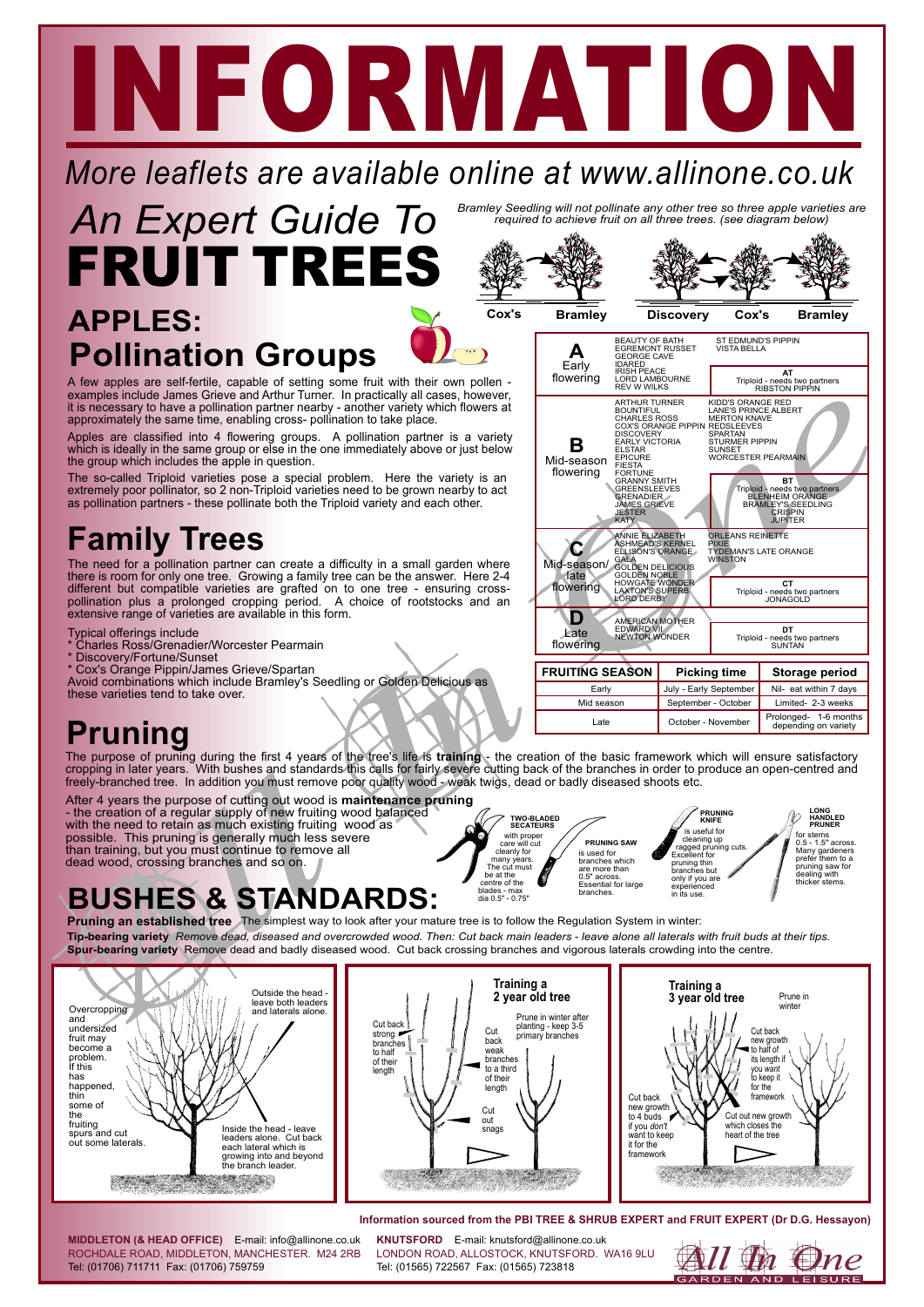# INFORMATION

*More leaflets are available online at www.allinone.co.uk*

# An Expert Guide To FRUIT TREES

## APPLES: Pollination Groups

A few apples are self-fertile, capable of setting some fruit with their own pollen - examples include James Grieve and Arthur Turner. In practically all cases, however, it is necessary to have a pollination partner nearby - another variety which flowers at approximately the same time, enabling cross- pollination to take place.

Apples are classified into 4 flowering groups. A pollination partner is a variety which is ideally in the same group or else in the one immediately above or just below the group which includes the apple in question.

The so-called Triploid varieties pose a special problem. Here the variety is an extremely poor pollinator, so 2 non-Triploid varieties need to be grown nearby to act as pollination partners - these pollinate both the Triploid variety and each other.

*Bramley Seedling will not pollinate any other tree so three apple varieties are required to achieve fruit on all three trees. (see diagram below)*

Cox's — Bramley | Discovery — Cox's — Bramley

| Group | Varieties | Varieties |
|---|---|---|
| **A** Early flowering | BEAUTY OF BATH, EGREMONT RUSSET, GEORGE CAVE, IDARED, IRISH PEACE, LORD LAMBOURNE, REV W WILKS | ST EDMUND'S PIPPIN, VISTA BELLA<br>**AT** Triploid - needs two partners: RIBSTON PIPPIN |
| **B** Mid-season flowering | ARTHUR TURNER, BOUNTIFUL, CHARLES ROSS, COX'S ORANGE PIPPIN, DISCOVERY, EARLY VICTORIA, ELSTAR, EPICURE, FIESTA, FORTUNE, GRANNY SMITH, GREENSLEEVES, GRENADIER, JAMES GRIEVE, JESTER, KATY | KIDD'S ORANGE RED, LANE'S PRINCE ALBERT, MERTON KNAVE, REDSLEEVES, SPARTAN, STURMER PIPPIN, SUNSET, WORCESTER PEARMAIN<br>**BT** Triploid - needs two partners: BLENHEIM ORANGE, BRAMLEY'S SEEDLING, CRISPIN, JUPITER |
| **C** Mid-season/ late flowering | ANNIE ELIZABETH, ASHMEAD'S KERNEL, ELLISON'S ORANGE, GALA, GOLDEN DELICIOUS, GOLDEN NOBLE, HOWGATE WONDER, LAXTON'S SUPERB, LORD DERBY | ORLEANS REINETTE, PIXIE, TYDEMAN'S LATE ORANGE, WINSTON<br>**CT** Triploid - needs two partners: JONAGOLD |
| **D** Late flowering | AMERICAN MOTHER, EDWARD VII, NEWTON WONDER | **DT** Triploid - needs two partners: SUNTAN |

| FRUITING SEASON | Picking time | Storage period |
|---|---|---|
| Early | July - Early September | Nil- eat within 7 days |
| Mid season | September - October | Limited- 2-3 weeks |
| Late | October - November | Prolonged- 1-6 months depending on variety |

## Family Trees

The need for a pollination partner can create a difficulty in a small garden where there is room for only one tree. Growing a family tree can be the answer. Here 2-4 different but compatible varieties are grafted on to one tree - ensuring cross-pollination plus a prolonged cropping period. A choice of rootstocks and an extensive range of varieties are available in this form.

Typical offerings include
* Charles Ross/Grenadier/Worcester Pearmain
* Discovery/Fortune/Sunset
* Cox's Orange Pippin/James Grieve/Spartan

Avoid combinations which include Bramley's Seedling or Golden Delicious as these varieties tend to take over.

## Pruning

The purpose of pruning during the first 4 years of the tree's life is **training** - the creation of the basic framework which will ensure satisfactory cropping in later years. With bushes and standards this calls for fairly severe cutting back of the branches in order to produce an open-centred and freely-branched tree. In addition you must remove poor quality wood - weak twigs, dead or badly diseased shoots etc.

After 4 years the purpose of cutting out wood is **maintenance pruning** - the creation of a regular supply of new fruiting wood balanced with the need to retain as much existing fruiting wood as possible. This pruning is generally much less severe than training, but you must continue to remove all dead wood, crossing branches and so on.

**TWO-BLADED SECATEURS** with proper care will cut cleanly for many years. The cut must be at the centre of the blades - max dia 0.5" - 0.75"

**PRUNING SAW** is used for branches which are more than 0.5" across. Essential for large branches.

**PRUNING KNIFE** is useful for cleaning up ragged pruning cuts. Excellent for pruning thin branches but only if you are experienced in its use.

**LONG HANDLED PRUNER** for stems 0.5 - 1.5" across. Many gardeners prefer them to a pruning saw for dealing with thicker stems.

## BUSHES & STANDARDS:

**Pruning an established tree** The simplest way to look after your mature tree is to follow the Regulation System in winter:

**Tip-bearing variety** *Remove dead, diseased and overcrowded wood. Then: Cut back main leaders - leave alone all laterals with fruit buds at their tips.*

**Spur-bearing variety** Remove dead and badly diseased wood. Cut back crossing branches and vigorous laterals crowding into the centre.

Overcropping and undersized fruit may become a problem. If this has happened, thin some of the fruiting spurs and cut out some laterals.

Outside the head - leave both leaders and laterals alone.

Inside the head - leave leaders alone. Cut back each lateral which is growing into and beyond the branch leader.

**Training a 2 year old tree**

Prune in winter after planting - keep 3-5 primary branches

Cut back strong branches to half of their length

Cut back weak branches to a third of their length

Cut out snags

**Training a 3 year old tree**

Prune in winter

Cut back new growth to half of its length if you *want* to keep it for the framework

Cut back new growth to 4 buds if you *don't* want to keep it for the framework

Cut out new growth which closes the heart of the tree

**Information sourced from the PBI TREE & SHRUB EXPERT and FRUIT EXPERT (Dr D.G. Hessayon)**

**MIDDLETON (& HEAD OFFICE)** E-mail: info@allinone.co.uk
ROCHDALE ROAD, MIDDLETON, MANCHESTER. M24 2RB
Tel: (01706) 711711 Fax: (01706) 759759

**KNUTSFORD** E-mail: knutsford@allinone.co.uk
LONDON ROAD, ALLOSTOCK, KNUTSFORD. WA16 9LU
Tel: (01565) 722567 Fax: (01565) 723818

All In One GARDEN AND LEISURE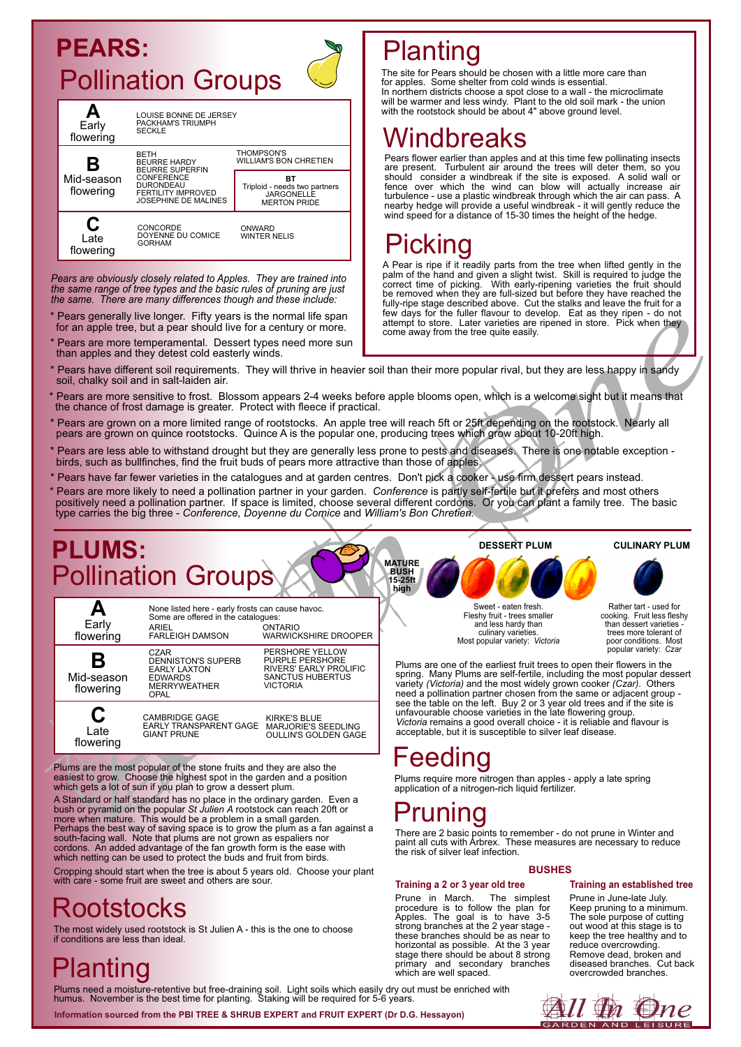# PEARS: Pollination Groups

| | | |
|---|---|---|
| **A** Early flowering | LOUISE BONNE DE JERSEY<br>PACKHAM'S TRIUMPH<br>SECKLE | |
| **B** Mid-season flowering | BETH<br>BEURRE HARDY<br>BEURRE SUPERFIN<br>CONFERENCE<br>DURONDEAU<br>FERTILITY IMPROVED<br>JOSEPHINE DE MALINES | THOMPSON'S<br>WILLIAM'S BON CHRETIEN<br>**BT**<br>Triploid - needs two partners<br>JARGONELLE<br>MERTON PRIDE |
| **C** Late flowering | CONCORDE<br>DOYENNE DU COMICE<br>GORHAM | ONWARD<br>WINTER NELIS |

*Pears are obviously closely related to Apples. They are trained into the same range of tree types and the basic rules of pruning are just the same. There are many differences though and these include:*

* Pears generally live longer. Fifty years is the normal life span for an apple tree, but a pear should live for a century or more.
* Pears are more temperamental. Dessert types need more sun than apples and they detest cold easterly winds.
* Pears have different soil requirements. They will thrive in heavier soil than their more popular rival, but they are less happy in sandy soil, chalky soil and in salt-laiden air.
* Pears are more sensitive to frost. Blossom appears 2-4 weeks before apple blooms open, which is a welcome sight but it means that the chance of frost damage is greater. Protect with fleece if practical.
* Pears are grown on a more limited range of rootstocks. An apple tree will reach 5ft or 25ft depending on the rootstock. Nearly all pears are grown on quince rootstocks. Quince A is the popular one, producing trees which grow about 10-20ft high.
* Pears are less able to withstand drought but they are generally less prone to pests and diseases. There is one notable exception - birds, such as bullfinches, find the fruit buds of pears more attractive than those of apples.
* Pears have far fewer varieties in the catalogues and at garden centres. Don't pick a cooker - use firm dessert pears instead.
* Pears are more likely to need a pollination partner in your garden. *Conference* is partly self-fertile but it prefers and most others positively need a pollination partner. If space is limited, choose several different cordons. Or you can plant a family tree. The basic type carries the big three - *Conference, Doyenne du Comice* and *William's Bon Chretien*.

## Planting

The site for Pears should be chosen with a little more care than for apples. Some shelter from cold winds is essential.
In northern districts choose a spot close to a wall - the microclimate will be warmer and less windy. Plant to the old soil mark - the union with the rootstock should be about 4" above ground level.

## Windbreaks

Pears flower earlier than apples and at this time few pollinating insects are present. Turbulent air around the trees will deter them, so you should consider a windbreak if the site is exposed. A solid wall or fence over which the wind can blow will actually increase air turbulence - use a plastic windbreak through which the air can pass. A nearby hedge will provide a useful windbreak - it will gently reduce the wind speed for a distance of 15-30 times the height of the hedge.

## Picking

A Pear is ripe if it readily parts from the tree when lifted gently in the palm of the hand and given a slight twist. Skill is required to judge the correct time of picking. With early-ripening varieties the fruit should be removed when they are full-sized but before they have reached the fully-ripe stage described above. Cut the stalks and leave the fruit for a few days for the fuller flavour to develop. Eat as they ripen - do not attempt to store. Later varieties are ripened in store. Pick when they come away from the tree quite easily.

# PLUMS: Pollination Groups

| | | |
|---|---|---|
| **A** Early flowering | None listed here - early frosts can cause havoc. Some are offered in the catalogues:<br>ARIEL<br>FARLEIGH DAMSON | ONTARIO<br>WARWICKSHIRE DROOPER |
| **B** Mid-season flowering | CZAR<br>DENNISTON'S SUPERB<br>EARLY LAXTON<br>EDWARDS<br>MERRYWEATHER<br>OPAL | PERSHORE YELLOW<br>PURPLE PERSHORE<br>RIVERS' EARLY PROLIFIC<br>SANCTUS HUBERTUS<br>VICTORIA |
| **C** Late flowering | CAMBRIDGE GAGE<br>EARLY TRANSPARENT GAGE<br>GIANT PRUNE | KIRKE'S BLUE<br>MARJORIE'S SEEDLING<br>OULLIN'S GOLDEN GAGE |

Plums are the most popular of the stone fruits and they are also the easiest to grow. Choose the highest spot in the garden and a position which gets a lot of sun if you plan to grow a dessert plum.

A Standard or half standard has no place in the ordinary garden. Even a bush or pyramid on the popular *St Julien A* rootstock can reach 20ft or more when mature. This would be a problem in a small garden.
Perhaps the best way of saving space is to grow the plum as a fan against a south-facing wall. Note that plums are not grown as espaliers nor cordons. An added advantage of the fan growth form is the ease with which netting can be used to protect the buds and fruit from birds.

Cropping should start when the tree is about 5 years old. Choose your plant with care - some fruit are sweet and others are sour.

## Rootstocks

The most widely used rootstock is St Julien A - this is the one to choose if conditions are less than ideal.

## Planting

Plums need a moisture-retentive but free-draining soil. Light soils which easily dry out must be enriched with humus. November is the best time for planting. Staking will be required for 5-6 years.

MATURE BUSH 15-25ft high

**DESSERT PLUM**

Sweet - eaten fresh. Fleshy fruit - trees smaller and less hardy than culinary varieties. Most popular variety: *Victoria*

**CULINARY PLUM**

Rather tart - used for cooking. Fruit less fleshy than dessert varieties - trees more tolerant of poor conditions. Most popular variety: *Czar*

Plums are one of the earliest fruit trees to open their flowers in the spring. Many Plums are self-fertile, including the most popular dessert variety *(Victoria)* and the most widely grown cooker *(Czar)*. Others need a pollination partner chosen from the same or adjacent group - see the table on the left. Buy 2 or 3 year old trees and if the site is unfavourable choose varieties in the late flowering group.
*Victoria* remains a good overall choice - it is reliable and flavour is acceptable, but it is susceptible to silver leaf disease.

## Feeding

Plums require more nitrogen than apples - apply a late spring application of a nitrogen-rich liquid fertilizer.

## Pruning

There are 2 basic points to remember - do not prune in Winter and paint all cuts with Arbrex. These measures are necessary to reduce the risk of silver leaf infection.

### BUSHES

**Training a 2 or 3 year old tree**

Prune in March. The simplest procedure is to follow the plan for Apples. The goal is to have 3-5 strong branches at the 2 year stage - these branches should be as near to horizontal as possible. At the 3 year stage there should be about 8 strong primary and secondary branches which are well spaced.

**Training an established tree**

Prune in June-late July. Keep pruning to a minimum. The sole purpose of cutting out wood at this stage is to keep the tree healthy and to reduce overcrowding. Remove dead, broken and diseased branches. Cut back overcrowded branches.

**Information sourced from the PBI TREE & SHRUB EXPERT and FRUIT EXPERT (Dr D.G. Hessayon)**

All In One GARDEN AND LEISURE